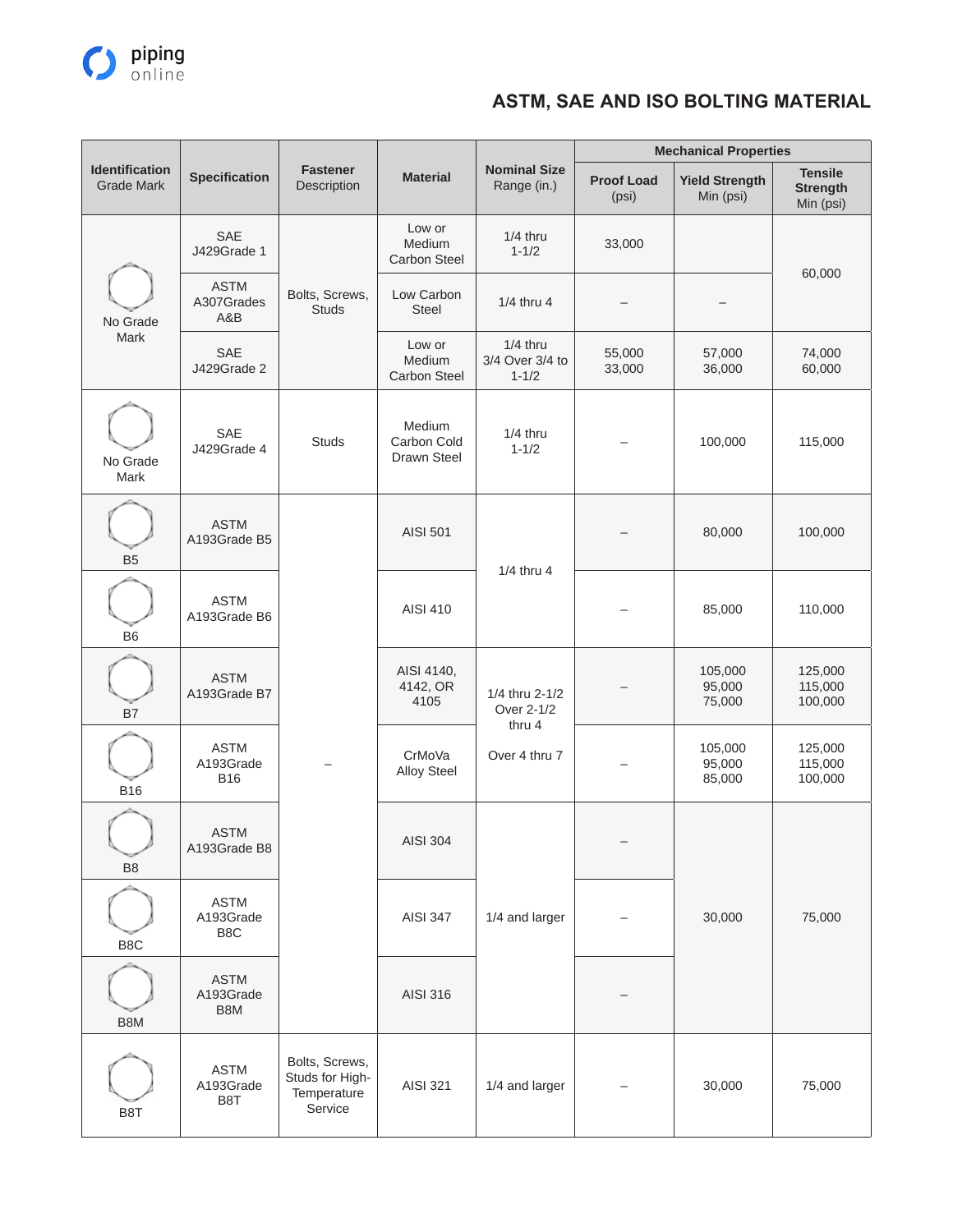# ASTM, SAE AND ISO BOLTING MATERIAL

| Identification Grade Mark | Specification | Fastener Description | Material | Nominal Size Range (in.) | Mechanical Properties | | |
|---|---|---|---|---|---|---|---|
| | | | | | Proof Load (psi) | Yield Strength Min (psi) | Tensile Strength Min (psi) |
| No Grade Mark | SAE J429Grade 1 | Bolts, Screws, Studs | Low or Medium Carbon Steel | 1/4 thru 1-1/2 | 33,000 | | 60,000 |
| | ASTM A307Grades A&B | | Low Carbon Steel | 1/4 thru 4 | – | – | |
| | SAE J429Grade 2 | | Low or Medium Carbon Steel | 1/4 thru 3/4 Over 3/4 to 1-1/2 | 55,000 33,000 | 57,000 36,000 | 74,000 60,000 |
| No Grade Mark | SAE J429Grade 4 | Studs | Medium Carbon Cold Drawn Steel | 1/4 thru 1-1/2 | – | 100,000 | 115,000 |
| B5 | ASTM A193Grade B5 | – | AISI 501 | 1/4 thru 4 | – | 80,000 | 100,000 |
| B6 | ASTM A193Grade B6 | | AISI 410 | | – | 85,000 | 110,000 |
| B7 | ASTM A193Grade B7 | | AISI 4140, 4142, OR 4105 | 1/4 thru 2-1/2 Over 2-1/2 thru 4 Over 4 thru 7 | – | 105,000 95,000 75,000 | 125,000 115,000 100,000 |
| B16 | ASTM A193Grade B16 | | CrMoVa Alloy Steel | | – | 105,000 95,000 85,000 | 125,000 115,000 100,000 |
| B8 | ASTM A193Grade B8 | | AISI 304 | 1/4 and larger | – | 30,000 | 75,000 |
| B8C | ASTM A193Grade B8C | | AISI 347 | | – | | |
| B8M | ASTM A193Grade B8M | | AISI 316 | | – | | |
| B8T | ASTM A193Grade B8T | Bolts, Screws, Studs for High-Temperature Service | AISI 321 | 1/4 and larger | – | 30,000 | 75,000 |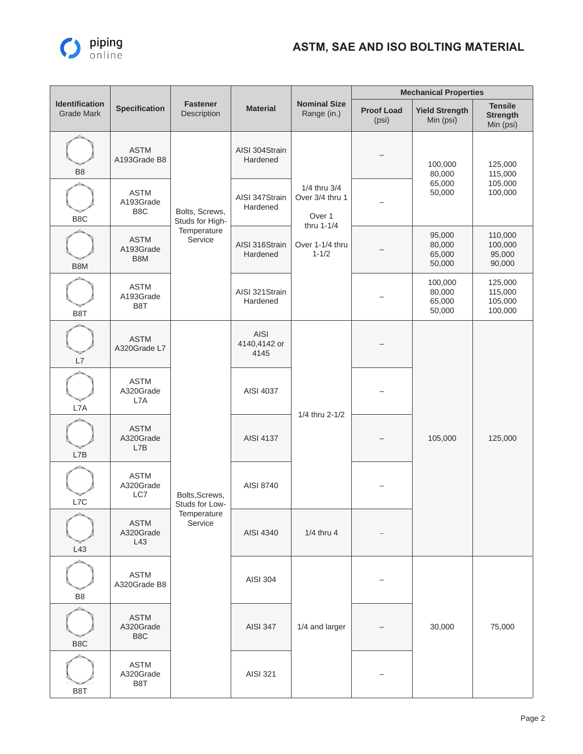# ASTM, SAE AND ISO BOLTING MATERIAL

| Identification Grade Mark | Specification | Fastener Description | Material | Nominal Size Range (in.) | Mechanical Properties | | |
|---|---|---|---|---|---|---|---|
| | | | | | Proof Load (psi) | Yield Strength Min (psi) | Tensile Strength Min (psi) |
| B8 | ASTM A193Grade B8 | Bolts, Screws, Studs for High-Temperature Service | AISI 304Strain Hardened | 1/4 thru 3/4<br>Over 3/4 thru 1<br>Over 1 thru 1-1/4<br>Over 1-1/4 thru 1-1/2 | – | 100,000<br>80,000<br>65,000<br>50,000 | 125,000<br>115,000<br>105,000<br>100,000 |
| B8C | ASTM A193Grade B8C | | AISI 347Strain Hardened | | – | | |
| B8M | ASTM A193Grade B8M | | AISI 316Strain Hardened | | – | 95,000<br>80,000<br>65,000<br>50,000 | 110,000<br>100,000<br>95,000<br>90,000 |
| B8T | ASTM A193Grade B8T | | AISI 321Strain Hardened | | – | 100,000<br>80,000<br>65,000<br>50,000 | 125,000<br>115,000<br>105,000<br>100,000 |
| L7 | ASTM A320Grade L7 | Bolts,Screws, Studs for Low-Temperature Service | AISI 4140,4142 or 4145 | 1/4 thru 2-1/2 | – | 105,000 | 125,000 |
| L7A | ASTM A320Grade L7A | | AISI 4037 | | – | | |
| L7B | ASTM A320Grade L7B | | AISI 4137 | | – | | |
| L7C | ASTM A320Grade LC7 | | AISI 8740 | | – | | |
| L43 | ASTM A320Grade L43 | | AISI 4340 | 1/4 thru 4 | – | | |
| B8 | ASTM A320Grade B8 | | AISI 304 | 1/4 and larger | – | 30,000 | 75,000 |
| B8C | ASTM A320Grade B8C | | AISI 347 | | – | | |
| B8T | ASTM A320Grade B8T | | AISI 321 | | – | | |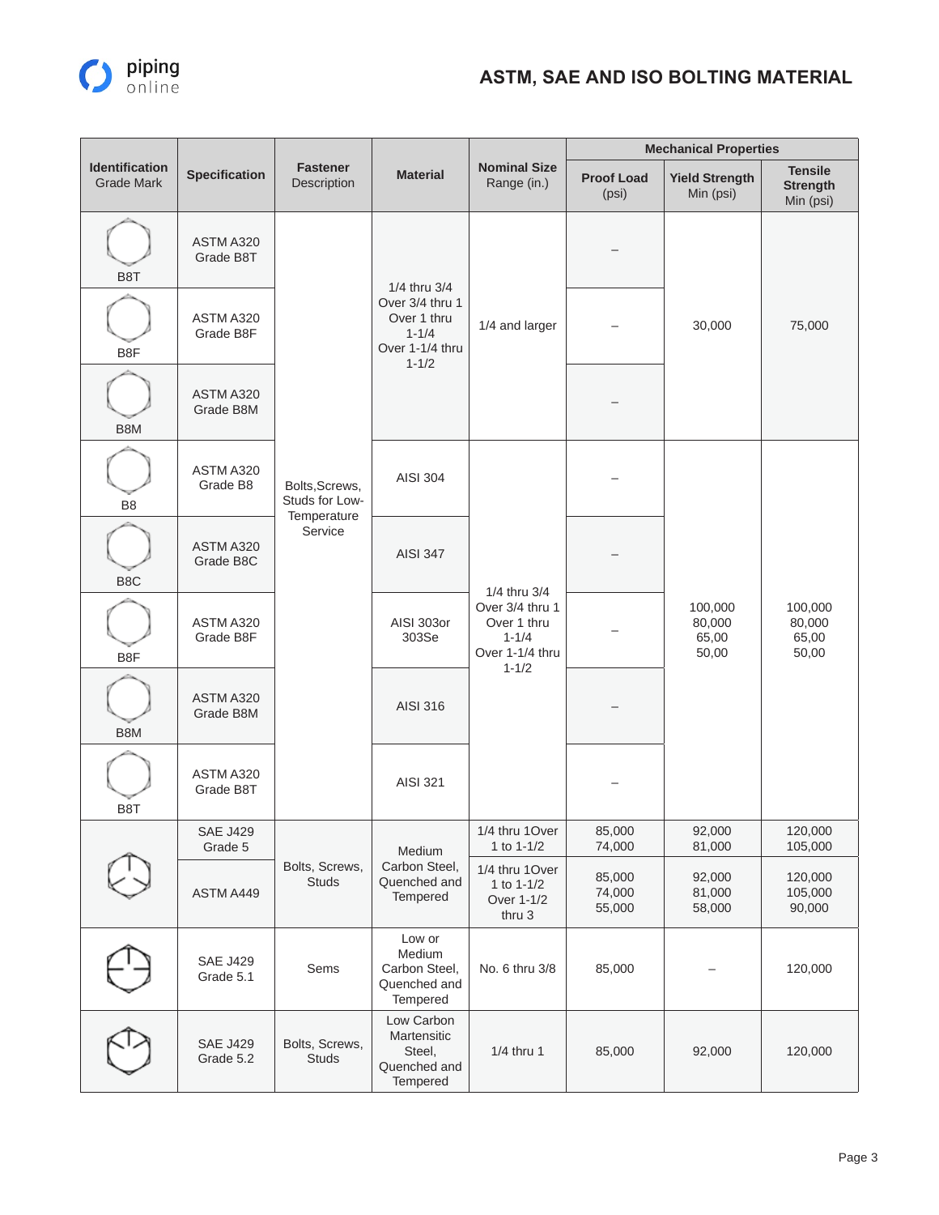## ASTM, SAE AND ISO BOLTING MATERIAL

| Identification Grade Mark | Specification | Fastener Description | Material | Nominal Size Range (in.) | Mechanical Properties | | |
|---|---|---|---|---|---|---|---|
| | | | | | Proof Load (psi) | Yield Strength Min (psi) | Tensile Strength Min (psi) |
| B8T | ASTM A320 Grade B8T | Bolts,Screws, Studs for Low-Temperature Service | 1/4 thru 3/4 Over 3/4 thru 1 Over 1 thru 1-1/4 Over 1-1/4 thru 1-1/2 | 1/4 and larger | – | 30,000 | 75,000 |
| B8F | ASTM A320 Grade B8F | | | | – | | |
| B8M | ASTM A320 Grade B8M | | | | – | | |
| B8 | ASTM A320 Grade B8 | | AISI 304 | 1/4 thru 3/4 Over 3/4 thru 1 Over 1 thru 1-1/4 Over 1-1/4 thru 1-1/2 | – | 100,000 80,000 65,00 50,00 | 100,000 80,000 65,00 50,00 |
| B8C | ASTM A320 Grade B8C | | AISI 347 | | – | | |
| B8F | ASTM A320 Grade B8F | | AISI 303or 303Se | | – | | |
| B8M | ASTM A320 Grade B8M | | AISI 316 | | – | | |
| B8T | ASTM A320 Grade B8T | | AISI 321 | | – | | |
| | SAE J429 Grade 5 | Bolts, Screws, Studs | Medium Carbon Steel, Quenched and Tempered | 1/4 thru 1Over 1 to 1-1/2 | 85,000 74,000 | 92,000 81,000 | 120,000 105,000 |
| | ASTM A449 | | | 1/4 thru 1Over 1 to 1-1/2 Over 1-1/2 thru 3 | 85,000 74,000 55,000 | 92,000 81,000 58,000 | 120,000 105,000 90,000 |
| | SAE J429 Grade 5.1 | Sems | Low or Medium Carbon Steel, Quenched and Tempered | No. 6 thru 3/8 | 85,000 | – | 120,000 |
| | SAE J429 Grade 5.2 | Bolts, Screws, Studs | Low Carbon Martensitic Steel, Quenched and Tempered | 1/4 thru 1 | 85,000 | 92,000 | 120,000 |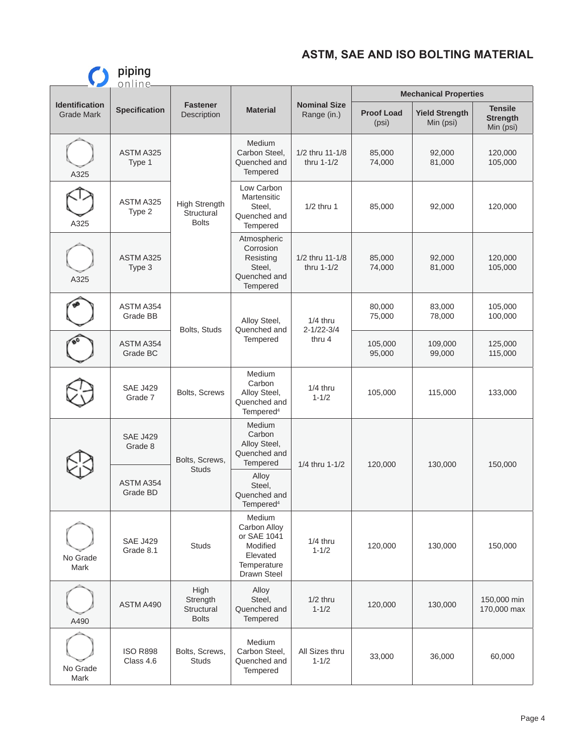## ASTM, SAE AND ISO BOLTING MATERIAL

| Identification Grade Mark | Specification | Fastener Description | Material | Nominal Size Range (in.) | Mechanical Properties | | |
|---|---|---|---|---|---|---|---|
| | | | | | Proof Load (psi) | Yield Strength Min (psi) | Tensile Strength Min (psi) |
| A325 | ASTM A325 Type 1 | High Strength Structural Bolts | Medium Carbon Steel, Quenched and Tempered | 1/2 thru 11-1/8 thru 1-1/2 | 85,000 74,000 | 92,000 81,000 | 120,000 105,000 |
| A325 | ASTM A325 Type 2 | High Strength Structural Bolts | Low Carbon Martensitic Steel, Quenched and Tempered | 1/2 thru 1 | 85,000 | 92,000 | 120,000 |
| A325 | ASTM A325 Type 3 | High Strength Structural Bolts | Atmospheric Corrosion Resisting Steel, Quenched and Tempered | 1/2 thru 11-1/8 thru 1-1/2 | 85,000 74,000 | 92,000 81,000 | 120,000 105,000 |
| BB | ASTM A354 Grade BB | Bolts, Studs | Alloy Steel, Quenched and Tempered | 1/4 thru 2-1/22-3/4 thru 4 | 80,000 75,000 | 83,000 78,000 | 105,000 100,000 |
| BC | ASTM A354 Grade BC | Bolts, Studs | Alloy Steel, Quenched and Tempered | 1/4 thru 2-1/22-3/4 thru 4 | 105,000 95,000 | 109,000 99,000 | 125,000 115,000 |
| | SAE J429 Grade 7 | Bolts, Screws | Medium Carbon Alloy Steel, Quenched and Tempered[4] | 1/4 thru 1-1/2 | 105,000 | 115,000 | 133,000 |
| | SAE J429 Grade 8 | Bolts, Screws, Studs | Medium Carbon Alloy Steel, Quenched and Tempered | 1/4 thru 1-1/2 | 120,000 | 130,000 | 150,000 |
| | ASTM A354 Grade BD | Bolts, Screws, Studs | Alloy Steel, Quenched and Tempered[4] | 1/4 thru 1-1/2 | 120,000 | 130,000 | 150,000 |
| No Grade Mark | SAE J429 Grade 8.1 | Studs | Medium Carbon Alloy or SAE 1041 Modified Elevated Temperature Drawn Steel | 1/4 thru 1-1/2 | 120,000 | 130,000 | 150,000 |
| A490 | ASTM A490 | High Strength Structural Bolts | Alloy Steel, Quenched and Tempered | 1/2 thru 1-1/2 | 120,000 | 130,000 | 150,000 min 170,000 max |
| No Grade Mark | ISO R898 Class 4.6 | Bolts, Screws, Studs | Medium Carbon Steel, Quenched and Tempered | All Sizes thru 1-1/2 | 33,000 | 36,000 | 60,000 |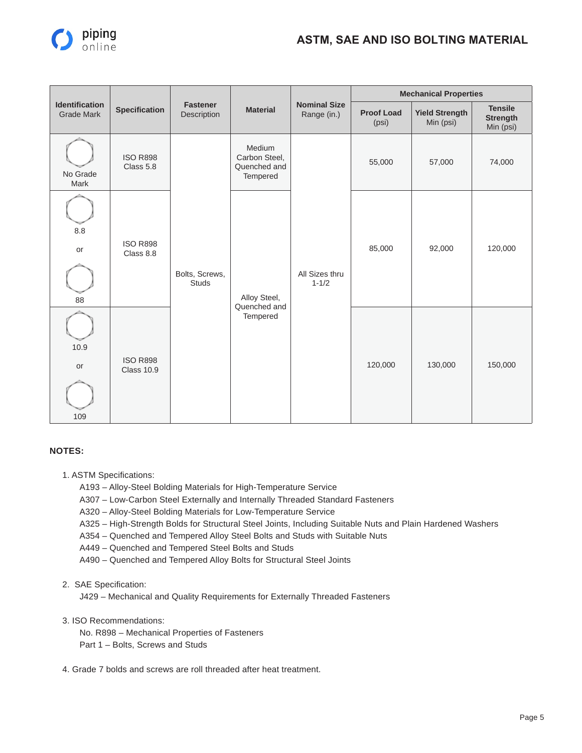# ASTM, SAE AND ISO BOLTING MATERIAL

| Identification Grade Mark | Specification | Fastener Description | Material | Nominal Size Range (in.) | Mechanical Properties | | |
|---|---|---|---|---|---|---|---|
| | | | | | Proof Load (psi) | Yield Strength Min (psi) | Tensile Strength Min (psi) |
| No Grade Mark | ISO R898 Class 5.8 | Bolts, Screws, Studs | Medium Carbon Steel, Quenched and Tempered | All Sizes thru 1-1/2 | 55,000 | 57,000 | 74,000 |
| 8.8 or 88 | ISO R898 Class 8.8 | Bolts, Screws, Studs | Alloy Steel, Quenched and Tempered | All Sizes thru 1-1/2 | 85,000 | 92,000 | 120,000 |
| 10.9 or 109 | ISO R898 Class 10.9 | Bolts, Screws, Studs | Alloy Steel, Quenched and Tempered | All Sizes thru 1-1/2 | 120,000 | 130,000 | 150,000 |

**NOTES:**

1. ASTM Specifications:
   A193 – Alloy-Steel Bolding Materials for High-Temperature Service
   A307 – Low-Carbon Steel Externally and Internally Threaded Standard Fasteners
   A320 – Alloy-Steel Bolding Materials for Low-Temperature Service
   A325 – High-Strength Bolds for Structural Steel Joints, Including Suitable Nuts and Plain Hardened Washers
   A354 – Quenched and Tempered Alloy Steel Bolts and Studs with Suitable Nuts
   A449 – Quenched and Tempered Steel Bolts and Studs
   A490 – Quenched and Tempered Alloy Bolts for Structural Steel Joints

2. SAE Specification:
   J429 – Mechanical and Quality Requirements for Externally Threaded Fasteners

3. ISO Recommendations:
   No. R898 – Mechanical Properties of Fasteners
   Part 1 – Bolts, Screws and Studs

4. Grade 7 bolds and screws are roll threaded after heat treatment.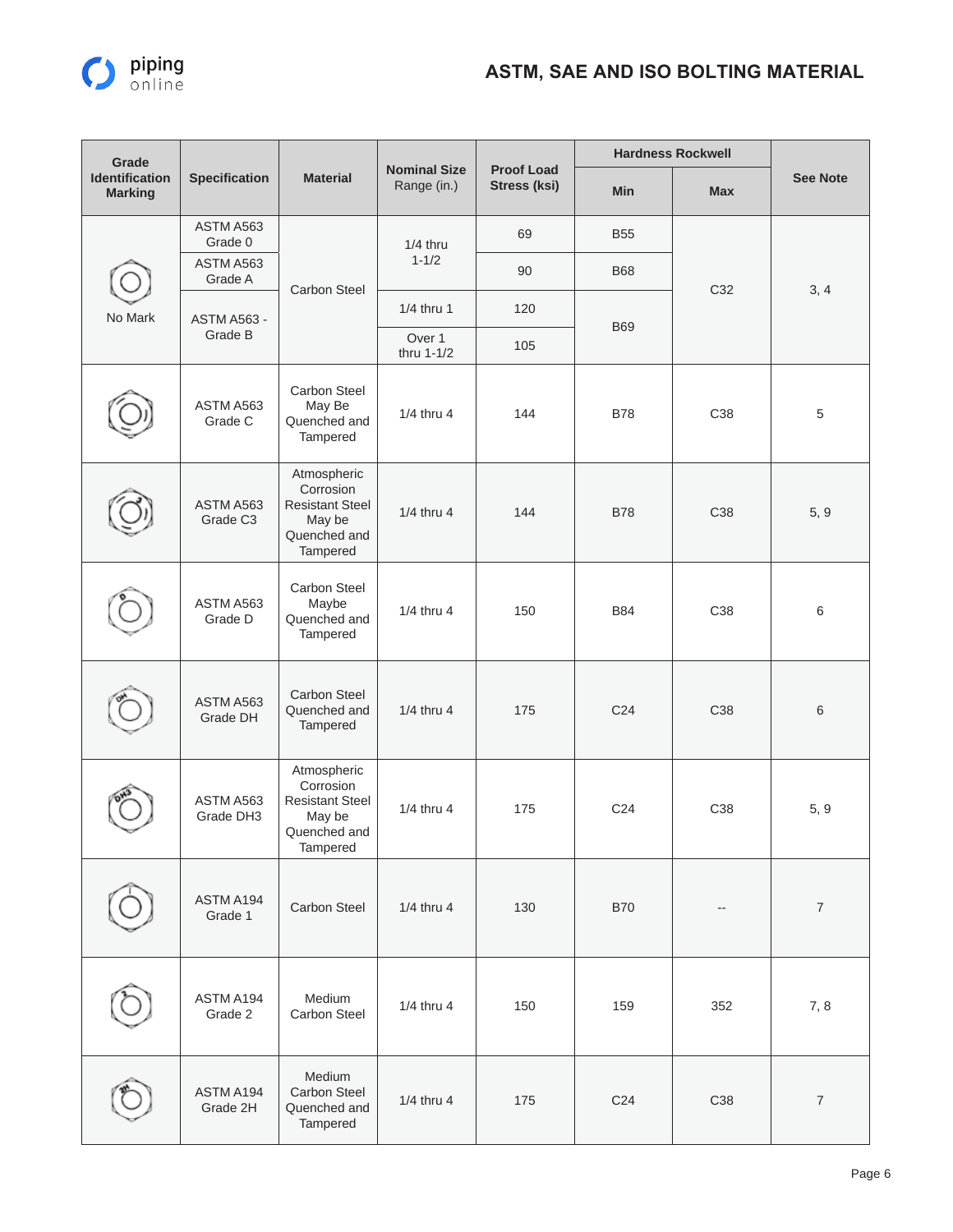# ASTM, SAE AND ISO BOLTING MATERIAL

| Grade Identification Marking | Specification | Material | Nominal Size Range (in.) | Proof Load Stress (ksi) | Hardness Rockwell | | See Note |
|---|---|---|---|---|---|---|---|
| | | | | | Min | Max | |
| No Mark | ASTM A563 Grade 0 | Carbon Steel | 1/4 thru 1-1/2 | 69 | B55 | C32 | 3, 4 |
| | ASTM A563 Grade A | | | 90 | B68 | | |
| | ASTM A563 - Grade B | | 1/4 thru 1 | 120 | B69 | | |
| | | | Over 1 thru 1-1/2 | 105 | | | |
| | ASTM A563 Grade C | Carbon Steel May Be Quenched and Tampered | 1/4 thru 4 | 144 | B78 | C38 | 5 |
| | ASTM A563 Grade C3 | Atmospheric Corrosion Resistant Steel May be Quenched and Tampered | 1/4 thru 4 | 144 | B78 | C38 | 5, 9 |
| | ASTM A563 Grade D | Carbon Steel Maybe Quenched and Tampered | 1/4 thru 4 | 150 | B84 | C38 | 6 |
| | ASTM A563 Grade DH | Carbon Steel Quenched and Tampered | 1/4 thru 4 | 175 | C24 | C38 | 6 |
| | ASTM A563 Grade DH3 | Atmospheric Corrosion Resistant Steel May be Quenched and Tampered | 1/4 thru 4 | 175 | C24 | C38 | 5, 9 |
| | ASTM A194 Grade 1 | Carbon Steel | 1/4 thru 4 | 130 | B70 | -- | 7 |
| | ASTM A194 Grade 2 | Medium Carbon Steel | 1/4 thru 4 | 150 | 159 | 352 | 7, 8 |
| | ASTM A194 Grade 2H | Medium Carbon Steel Quenched and Tampered | 1/4 thru 4 | 175 | C24 | C38 | 7 |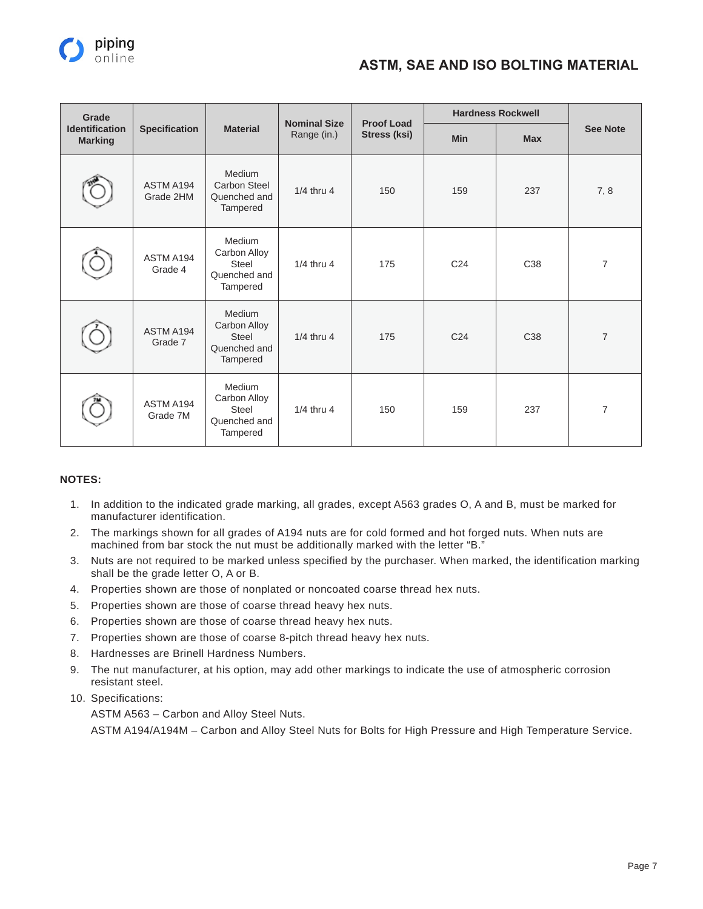## ASTM, SAE AND ISO BOLTING MATERIAL

| Grade Identification Marking | Specification | Material | Nominal Size Range (in.) | Proof Load Stress (ksi) | Hardness Rockwell | | See Note |
|---|---|---|---|---|---|---|---|
| | | | | | Min | Max | |
| 2HM | ASTM A194 Grade 2HM | Medium Carbon Steel Quenched and Tampered | 1/4 thru 4 | 150 | 159 | 237 | 7, 8 |
| 4 | ASTM A194 Grade 4 | Medium Carbon Alloy Steel Quenched and Tampered | 1/4 thru 4 | 175 | C24 | C38 | 7 |
| 7 | ASTM A194 Grade 7 | Medium Carbon Alloy Steel Quenched and Tampered | 1/4 thru 4 | 175 | C24 | C38 | 7 |
| 7M | ASTM A194 Grade 7M | Medium Carbon Alloy Steel Quenched and Tampered | 1/4 thru 4 | 150 | 159 | 237 | 7 |

**NOTES:**

1. In addition to the indicated grade marking, all grades, except A563 grades O, A and B, must be marked for manufacturer identification.
2. The markings shown for all grades of A194 nuts are for cold formed and hot forged nuts. When nuts are machined from bar stock the nut must be additionally marked with the letter "B."
3. Nuts are not required to be marked unless specified by the purchaser. When marked, the identification marking shall be the grade letter O, A or B.
4. Properties shown are those of nonplated or noncoated coarse thread hex nuts.
5. Properties shown are those of coarse thread heavy hex nuts.
6. Properties shown are those of coarse thread heavy hex nuts.
7. Properties shown are those of coarse 8-pitch thread heavy hex nuts.
8. Hardnesses are Brinell Hardness Numbers.
9. The nut manufacturer, at his option, may add other markings to indicate the use of atmospheric corrosion resistant steel.
10. Specifications:

    ASTM A563 – Carbon and Alloy Steel Nuts.

    ASTM A194/A194M – Carbon and Alloy Steel Nuts for Bolts for High Pressure and High Temperature Service.